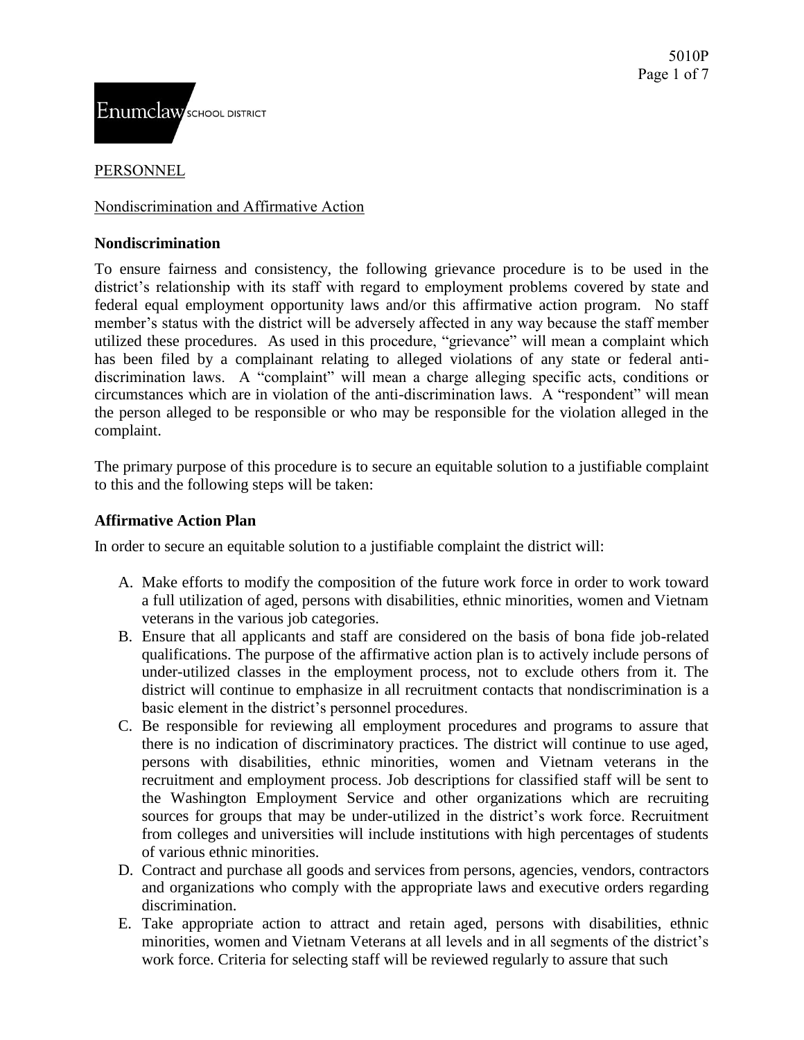PERSONNEL

Nondiscrimination and Affirmative Action

**Nondiscrimination**

To ensure fairness and consistency, the following grievance procedure is to be used in the district's relationship with its staff with regard to employment problems covered by state and federal equal employment opportunity laws and/or this affirmative action program. No staff member's status with the district will be adversely affected in any way because the staff member utilized these procedures. As used in this procedure, "grievance" will mean a complaint which has been filed by a complainant relating to alleged violations of any state or federal anti-discrimination laws. A "complaint" will mean a charge alleging specific acts, conditions or circumstances which are in violation of the anti-discrimination laws. A "respondent" will mean the person alleged to be responsible or who may be responsible for the violation alleged in the complaint.

The primary purpose of this procedure is to secure an equitable solution to a justifiable complaint to this and the following steps will be taken:

**Affirmative Action Plan**

In order to secure an equitable solution to a justifiable complaint the district will:

A. Make efforts to modify the composition of the future work force in order to work toward a full utilization of aged, persons with disabilities, ethnic minorities, women and Vietnam veterans in the various job categories.
B. Ensure that all applicants and staff are considered on the basis of bona fide job-related qualifications. The purpose of the affirmative action plan is to actively include persons of under-utilized classes in the employment process, not to exclude others from it. The district will continue to emphasize in all recruitment contacts that nondiscrimination is a basic element in the district's personnel procedures.
C. Be responsible for reviewing all employment procedures and programs to assure that there is no indication of discriminatory practices. The district will continue to use aged, persons with disabilities, ethnic minorities, women and Vietnam veterans in the recruitment and employment process. Job descriptions for classified staff will be sent to the Washington Employment Service and other organizations which are recruiting sources for groups that may be under-utilized in the district's work force. Recruitment from colleges and universities will include institutions with high percentages of students of various ethnic minorities.
D. Contract and purchase all goods and services from persons, agencies, vendors, contractors and organizations who comply with the appropriate laws and executive orders regarding discrimination.
E. Take appropriate action to attract and retain aged, persons with disabilities, ethnic minorities, women and Vietnam Veterans at all levels and in all segments of the district's work force. Criteria for selecting staff will be reviewed regularly to assure that such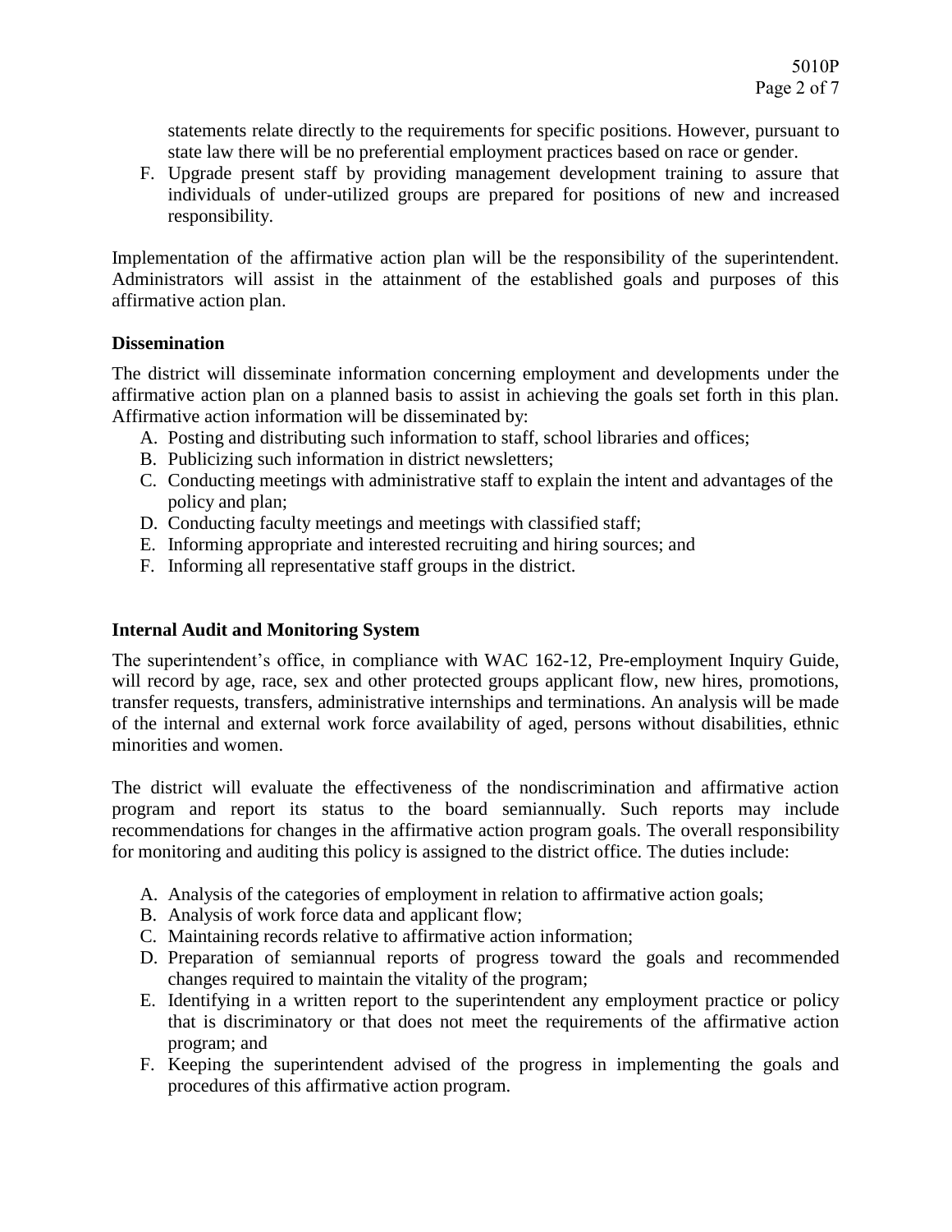statements relate directly to the requirements for specific positions. However, pursuant to state law there will be no preferential employment practices based on race or gender.

F. Upgrade present staff by providing management development training to assure that individuals of under-utilized groups are prepared for positions of new and increased responsibility.

Implementation of the affirmative action plan will be the responsibility of the superintendent. Administrators will assist in the attainment of the established goals and purposes of this affirmative action plan.

**Dissemination**

The district will disseminate information concerning employment and developments under the affirmative action plan on a planned basis to assist in achieving the goals set forth in this plan. Affirmative action information will be disseminated by:

A. Posting and distributing such information to staff, school libraries and offices;
B. Publicizing such information in district newsletters;
C. Conducting meetings with administrative staff to explain the intent and advantages of the policy and plan;
D. Conducting faculty meetings and meetings with classified staff;
E. Informing appropriate and interested recruiting and hiring sources; and
F. Informing all representative staff groups in the district.

**Internal Audit and Monitoring System**

The superintendent's office, in compliance with WAC 162-12, Pre-employment Inquiry Guide, will record by age, race, sex and other protected groups applicant flow, new hires, promotions, transfer requests, transfers, administrative internships and terminations. An analysis will be made of the internal and external work force availability of aged, persons without disabilities, ethnic minorities and women.

The district will evaluate the effectiveness of the nondiscrimination and affirmative action program and report its status to the board semiannually. Such reports may include recommendations for changes in the affirmative action program goals. The overall responsibility for monitoring and auditing this policy is assigned to the district office. The duties include:

A. Analysis of the categories of employment in relation to affirmative action goals;
B. Analysis of work force data and applicant flow;
C. Maintaining records relative to affirmative action information;
D. Preparation of semiannual reports of progress toward the goals and recommended changes required to maintain the vitality of the program;
E. Identifying in a written report to the superintendent any employment practice or policy that is discriminatory or that does not meet the requirements of the affirmative action program; and
F. Keeping the superintendent advised of the progress in implementing the goals and procedures of this affirmative action program.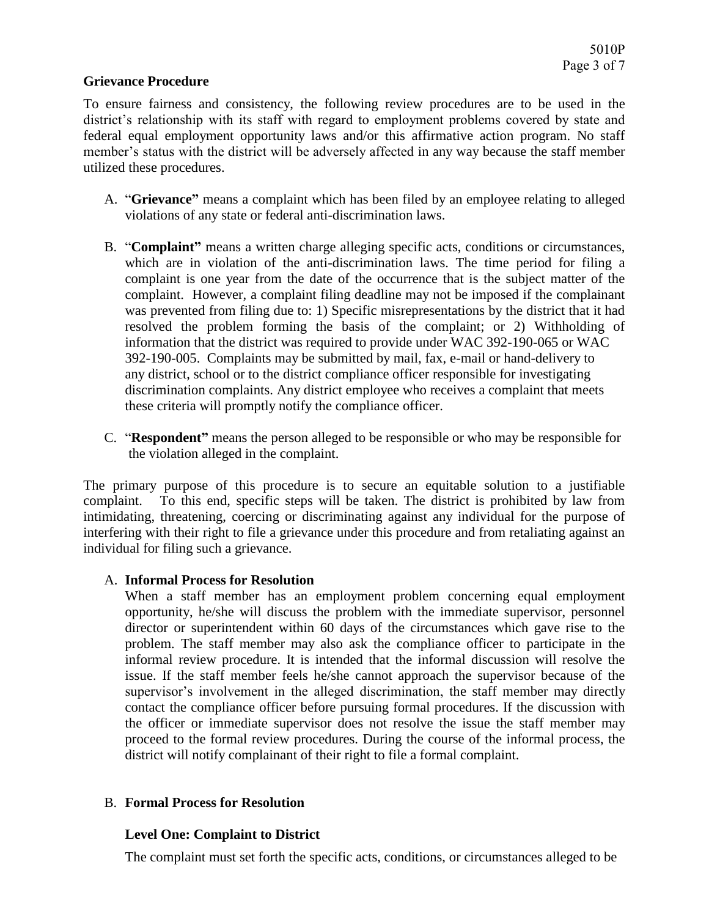## Grievance Procedure

To ensure fairness and consistency, the following review procedures are to be used in the district's relationship with its staff with regard to employment problems covered by state and federal equal employment opportunity laws and/or this affirmative action program. No staff member's status with the district will be adversely affected in any way because the staff member utilized these procedures.

A. "**Grievance"** means a complaint which has been filed by an employee relating to alleged violations of any state or federal anti-discrimination laws.

B. "**Complaint"** means a written charge alleging specific acts, conditions or circumstances, which are in violation of the anti-discrimination laws. The time period for filing a complaint is one year from the date of the occurrence that is the subject matter of the complaint. However, a complaint filing deadline may not be imposed if the complainant was prevented from filing due to: 1) Specific misrepresentations by the district that it had resolved the problem forming the basis of the complaint; or 2) Withholding of information that the district was required to provide under WAC 392-190-065 or WAC 392-190-005. Complaints may be submitted by mail, fax, e-mail or hand-delivery to any district, school or to the district compliance officer responsible for investigating discrimination complaints. Any district employee who receives a complaint that meets these criteria will promptly notify the compliance officer.

C. "**Respondent"** means the person alleged to be responsible or who may be responsible for the violation alleged in the complaint.

The primary purpose of this procedure is to secure an equitable solution to a justifiable complaint. To this end, specific steps will be taken. The district is prohibited by law from intimidating, threatening, coercing or discriminating against any individual for the purpose of interfering with their right to file a grievance under this procedure and from retaliating against an individual for filing such a grievance.

### A. Informal Process for Resolution

When a staff member has an employment problem concerning equal employment opportunity, he/she will discuss the problem with the immediate supervisor, personnel director or superintendent within 60 days of the circumstances which gave rise to the problem. The staff member may also ask the compliance officer to participate in the informal review procedure. It is intended that the informal discussion will resolve the issue. If the staff member feels he/she cannot approach the supervisor because of the supervisor's involvement in the alleged discrimination, the staff member may directly contact the compliance officer before pursuing formal procedures. If the discussion with the officer or immediate supervisor does not resolve the issue the staff member may proceed to the formal review procedures. During the course of the informal process, the district will notify complainant of their right to file a formal complaint.

### B. Formal Process for Resolution

#### Level One: Complaint to District

The complaint must set forth the specific acts, conditions, or circumstances alleged to be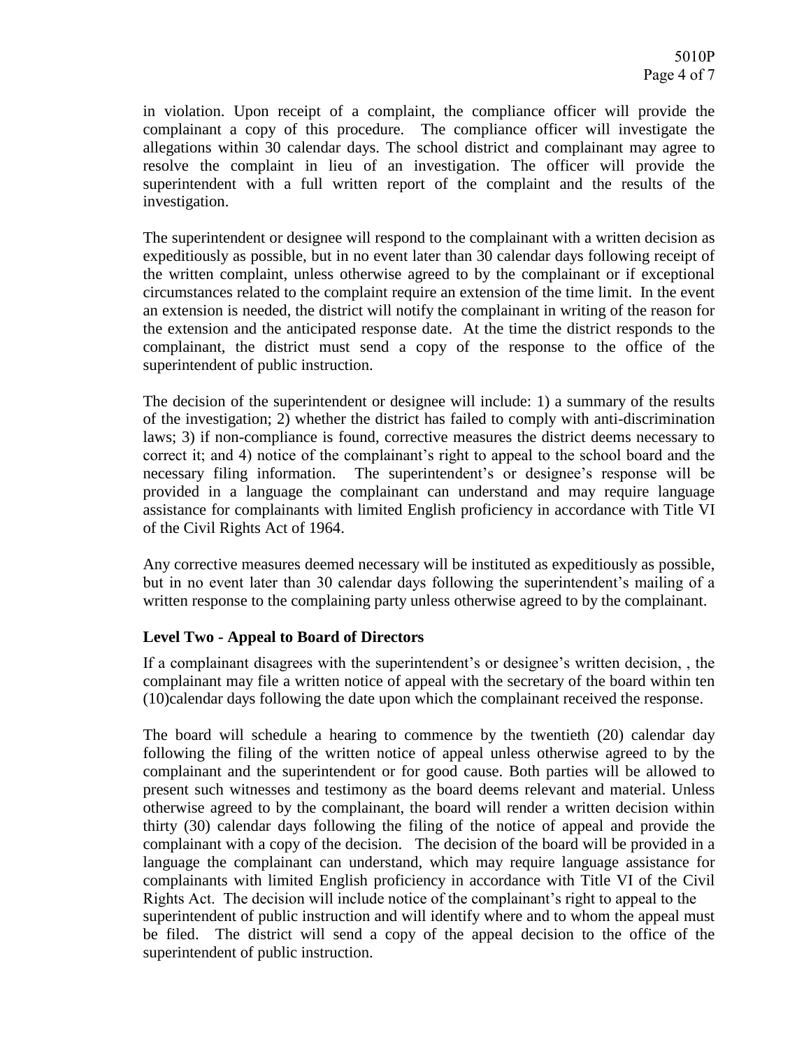in violation. Upon receipt of a complaint, the compliance officer will provide the complainant a copy of this procedure. The compliance officer will investigate the allegations within 30 calendar days. The school district and complainant may agree to resolve the complaint in lieu of an investigation. The officer will provide the superintendent with a full written report of the complaint and the results of the investigation.

The superintendent or designee will respond to the complainant with a written decision as expeditiously as possible, but in no event later than 30 calendar days following receipt of the written complaint, unless otherwise agreed to by the complainant or if exceptional circumstances related to the complaint require an extension of the time limit. In the event an extension is needed, the district will notify the complainant in writing of the reason for the extension and the anticipated response date. At the time the district responds to the complainant, the district must send a copy of the response to the office of the superintendent of public instruction.

The decision of the superintendent or designee will include: 1) a summary of the results of the investigation; 2) whether the district has failed to comply with anti-discrimination laws; 3) if non-compliance is found, corrective measures the district deems necessary to correct it; and 4) notice of the complainant's right to appeal to the school board and the necessary filing information. The superintendent's or designee's response will be provided in a language the complainant can understand and may require language assistance for complainants with limited English proficiency in accordance with Title VI of the Civil Rights Act of 1964.

Any corrective measures deemed necessary will be instituted as expeditiously as possible, but in no event later than 30 calendar days following the superintendent's mailing of a written response to the complaining party unless otherwise agreed to by the complainant.

**Level Two - Appeal to Board of Directors**

If a complainant disagrees with the superintendent's or designee's written decision, , the complainant may file a written notice of appeal with the secretary of the board within ten (10)calendar days following the date upon which the complainant received the response.

The board will schedule a hearing to commence by the twentieth (20) calendar day following the filing of the written notice of appeal unless otherwise agreed to by the complainant and the superintendent or for good cause. Both parties will be allowed to present such witnesses and testimony as the board deems relevant and material. Unless otherwise agreed to by the complainant, the board will render a written decision within thirty (30) calendar days following the filing of the notice of appeal and provide the complainant with a copy of the decision. The decision of the board will be provided in a language the complainant can understand, which may require language assistance for complainants with limited English proficiency in accordance with Title VI of the Civil Rights Act. The decision will include notice of the complainant's right to appeal to the superintendent of public instruction and will identify where and to whom the appeal must be filed. The district will send a copy of the appeal decision to the office of the superintendent of public instruction.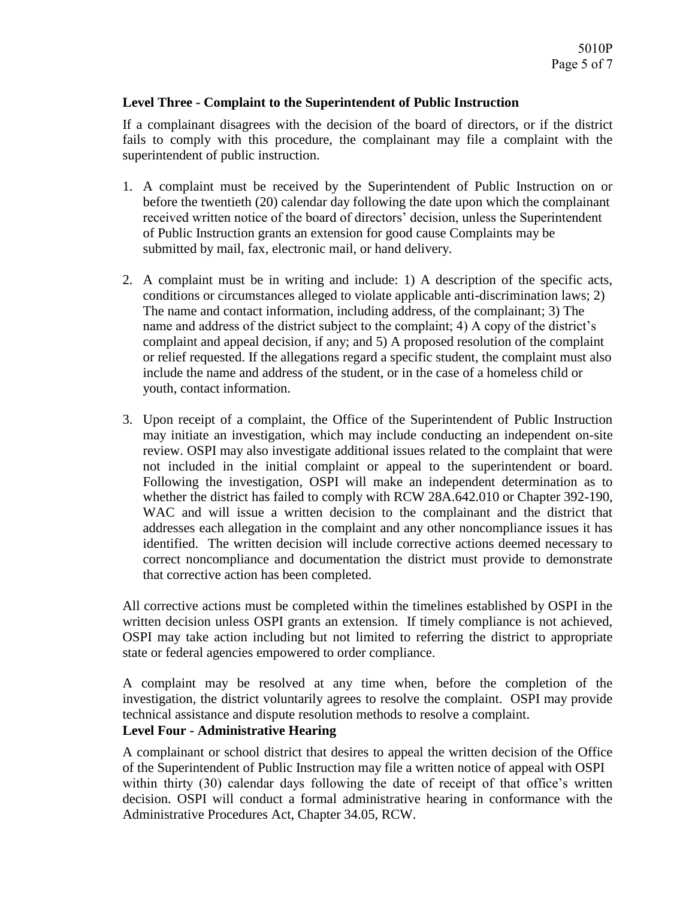### Level Three - Complaint to the Superintendent of Public Instruction

If a complainant disagrees with the decision of the board of directors, or if the district fails to comply with this procedure, the complainant may file a complaint with the superintendent of public instruction.

1. A complaint must be received by the Superintendent of Public Instruction on or before the twentieth (20) calendar day following the date upon which the complainant received written notice of the board of directors' decision, unless the Superintendent of Public Instruction grants an extension for good cause Complaints may be submitted by mail, fax, electronic mail, or hand delivery.

2. A complaint must be in writing and include: 1) A description of the specific acts, conditions or circumstances alleged to violate applicable anti-discrimination laws; 2) The name and contact information, including address, of the complainant; 3) The name and address of the district subject to the complaint; 4) A copy of the district's complaint and appeal decision, if any; and 5) A proposed resolution of the complaint or relief requested. If the allegations regard a specific student, the complaint must also include the name and address of the student, or in the case of a homeless child or youth, contact information.

3. Upon receipt of a complaint, the Office of the Superintendent of Public Instruction may initiate an investigation, which may include conducting an independent on-site review. OSPI may also investigate additional issues related to the complaint that were not included in the initial complaint or appeal to the superintendent or board. Following the investigation, OSPI will make an independent determination as to whether the district has failed to comply with RCW 28A.642.010 or Chapter 392-190, WAC and will issue a written decision to the complainant and the district that addresses each allegation in the complaint and any other noncompliance issues it has identified. The written decision will include corrective actions deemed necessary to correct noncompliance and documentation the district must provide to demonstrate that corrective action has been completed.

All corrective actions must be completed within the timelines established by OSPI in the written decision unless OSPI grants an extension. If timely compliance is not achieved, OSPI may take action including but not limited to referring the district to appropriate state or federal agencies empowered to order compliance.

A complaint may be resolved at any time when, before the completion of the investigation, the district voluntarily agrees to resolve the complaint. OSPI may provide technical assistance and dispute resolution methods to resolve a complaint.

### Level Four - Administrative Hearing

A complainant or school district that desires to appeal the written decision of the Office of the Superintendent of Public Instruction may file a written notice of appeal with OSPI within thirty (30) calendar days following the date of receipt of that office's written decision. OSPI will conduct a formal administrative hearing in conformance with the Administrative Procedures Act, Chapter 34.05, RCW.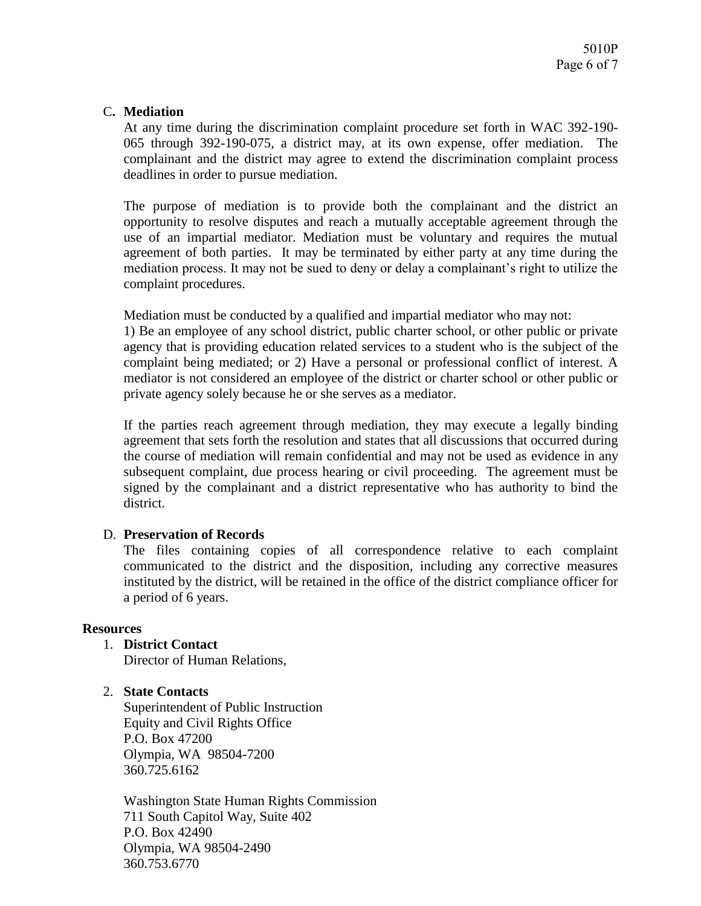C. **Mediation**

At any time during the discrimination complaint procedure set forth in WAC 392-190-065 through 392-190-075, a district may, at its own expense, offer mediation. The complainant and the district may agree to extend the discrimination complaint process deadlines in order to pursue mediation.

The purpose of mediation is to provide both the complainant and the district an opportunity to resolve disputes and reach a mutually acceptable agreement through the use of an impartial mediator. Mediation must be voluntary and requires the mutual agreement of both parties. It may be terminated by either party at any time during the mediation process. It may not be sued to deny or delay a complainant's right to utilize the complaint procedures.

Mediation must be conducted by a qualified and impartial mediator who may not: 1) Be an employee of any school district, public charter school, or other public or private agency that is providing education related services to a student who is the subject of the complaint being mediated; or 2) Have a personal or professional conflict of interest. A mediator is not considered an employee of the district or charter school or other public or private agency solely because he or she serves as a mediator.

If the parties reach agreement through mediation, they may execute a legally binding agreement that sets forth the resolution and states that all discussions that occurred during the course of mediation will remain confidential and may not be used as evidence in any subsequent complaint, due process hearing or civil proceeding. The agreement must be signed by the complainant and a district representative who has authority to bind the district.

D. **Preservation of Records**

The files containing copies of all correspondence relative to each complaint communicated to the district and the disposition, including any corrective measures instituted by the district, will be retained in the office of the district compliance officer for a period of 6 years.

**Resources**

1. **District Contact**
   Director of Human Relations,

2. **State Contacts**
   Superintendent of Public Instruction
   Equity and Civil Rights Office
   P.O. Box 47200
   Olympia, WA 98504-7200
   360.725.6162

   Washington State Human Rights Commission
   711 South Capitol Way, Suite 402
   P.O. Box 42490
   Olympia, WA 98504-2490
   360.753.6770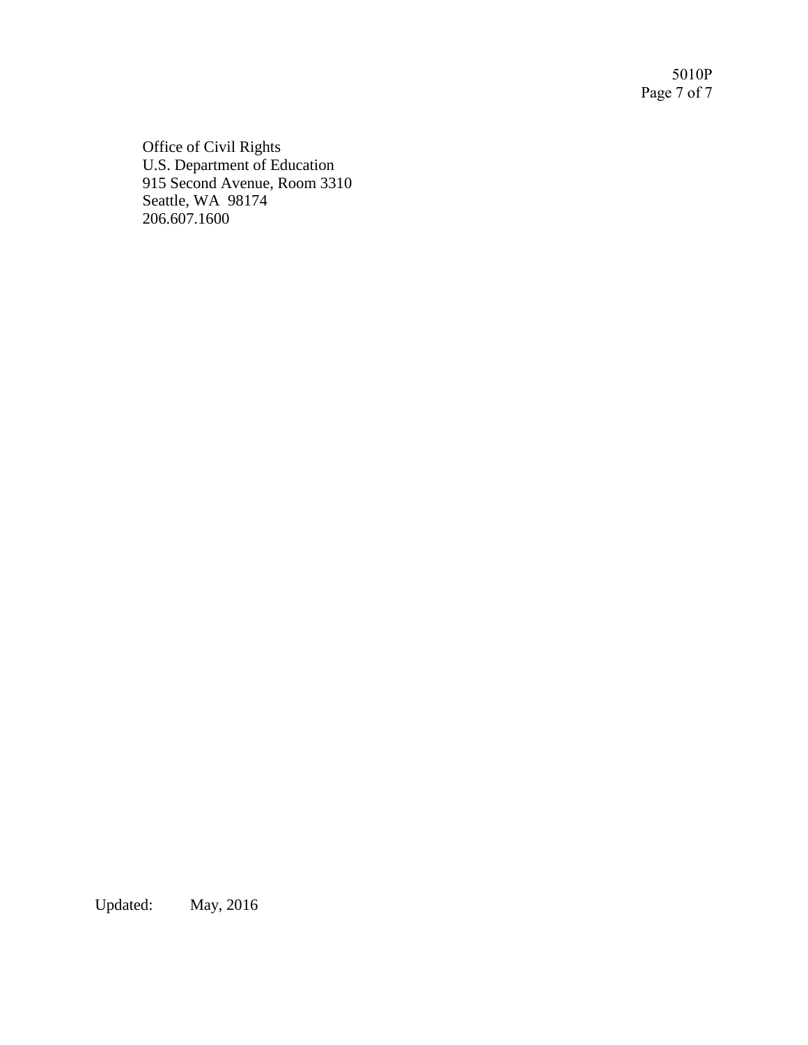Office of Civil Rights
U.S. Department of Education
915 Second Avenue, Room 3310
Seattle, WA  98174
206.607.1600

Updated: May, 2016